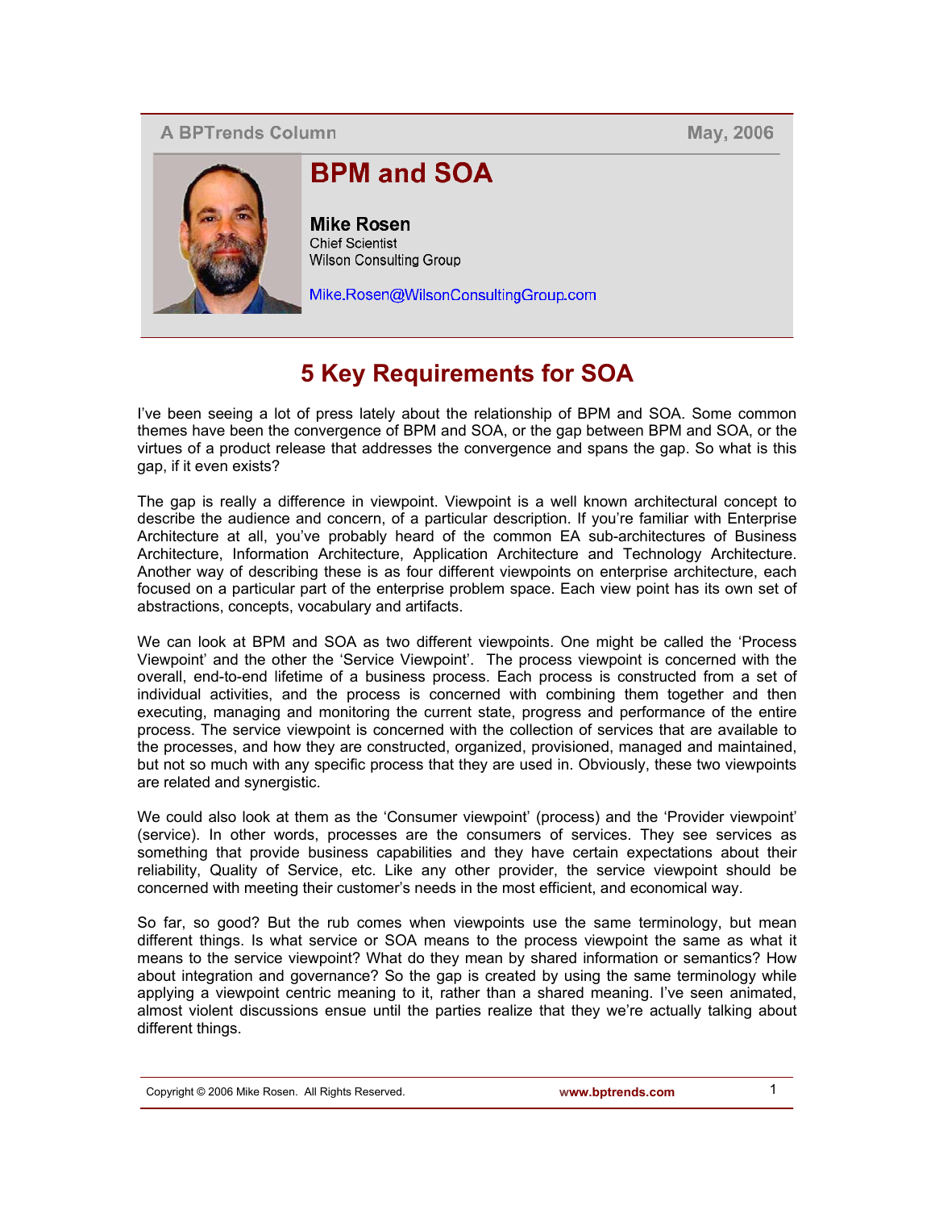A BPTrends Column — May, 2006

# BPM and SOA

**Mike Rosen**
Chief Scientist
Wilson Consulting Group

Mike.Rosen@WilsonConsultingGroup.com

## 5 Key Requirements for SOA

I've been seeing a lot of press lately about the relationship of BPM and SOA. Some common themes have been the convergence of BPM and SOA, or the gap between BPM and SOA, or the virtues of a product release that addresses the convergence and spans the gap. So what is this gap, if it even exists?

The gap is really a difference in viewpoint. Viewpoint is a well known architectural concept to describe the audience and concern, of a particular description. If you're familiar with Enterprise Architecture at all, you've probably heard of the common EA sub-architectures of Business Architecture, Information Architecture, Application Architecture and Technology Architecture. Another way of describing these is as four different viewpoints on enterprise architecture, each focused on a particular part of the enterprise problem space. Each view point has its own set of abstractions, concepts, vocabulary and artifacts.

We can look at BPM and SOA as two different viewpoints. One might be called the 'Process Viewpoint' and the other the 'Service Viewpoint'. The process viewpoint is concerned with the overall, end-to-end lifetime of a business process. Each process is constructed from a set of individual activities, and the process is concerned with combining them together and then executing, managing and monitoring the current state, progress and performance of the entire process. The service viewpoint is concerned with the collection of services that are available to the processes, and how they are constructed, organized, provisioned, managed and maintained, but not so much with any specific process that they are used in. Obviously, these two viewpoints are related and synergistic.

We could also look at them as the 'Consumer viewpoint' (process) and the 'Provider viewpoint' (service). In other words, processes are the consumers of services. They see services as something that provide business capabilities and they have certain expectations about their reliability, Quality of Service, etc. Like any other provider, the service viewpoint should be concerned with meeting their customer's needs in the most efficient, and economical way.

So far, so good? But the rub comes when viewpoints use the same terminology, but mean different things. Is what service or SOA means to the process viewpoint the same as what it means to the service viewpoint? What do they mean by shared information or semantics? How about integration and governance? So the gap is created by using the same terminology while applying a viewpoint centric meaning to it, rather than a shared meaning. I've seen animated, almost violent discussions ensue until the parties realize that they we're actually talking about different things.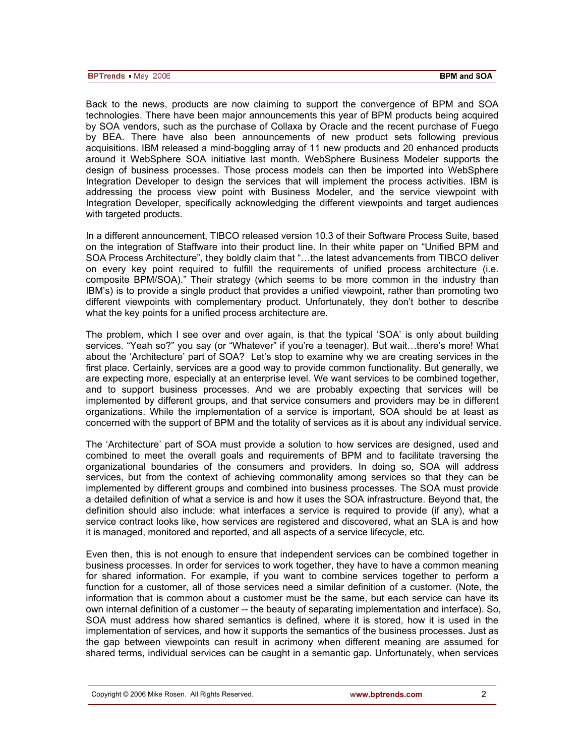Back to the news, products are now claiming to support the convergence of BPM and SOA technologies. There have been major announcements this year of BPM products being acquired by SOA vendors, such as the purchase of Collaxa by Oracle and the recent purchase of Fuego by BEA. There have also been announcements of new product sets following previous acquisitions. IBM released a mind-boggling array of 11 new products and 20 enhanced products around it WebSphere SOA initiative last month. WebSphere Business Modeler supports the design of business processes. Those process models can then be imported into WebSphere Integration Developer to design the services that will implement the process activities. IBM is addressing the process view point with Business Modeler, and the service viewpoint with Integration Developer, specifically acknowledging the different viewpoints and target audiences with targeted products.

In a different announcement, TIBCO released version 10.3 of their Software Process Suite, based on the integration of Staffware into their product line. In their white paper on "Unified BPM and SOA Process Architecture", they boldly claim that "…the latest advancements from TIBCO deliver on every key point required to fulfill the requirements of unified process architecture (i.e. composite BPM/SOA)." Their strategy (which seems to be more common in the industry than IBM's) is to provide a single product that provides a unified viewpoint, rather than promoting two different viewpoints with complementary product. Unfortunately, they don't bother to describe what the key points for a unified process architecture are.

The problem, which I see over and over again, is that the typical 'SOA' is only about building services. "Yeah so?" you say (or "Whatever" if you're a teenager). But wait…there's more! What about the 'Architecture' part of SOA? Let's stop to examine why we are creating services in the first place. Certainly, services are a good way to provide common functionality. But generally, we are expecting more, especially at an enterprise level. We want services to be combined together, and to support business processes. And we are probably expecting that services will be implemented by different groups, and that service consumers and providers may be in different organizations. While the implementation of a service is important, SOA should be at least as concerned with the support of BPM and the totality of services as it is about any individual service.

The 'Architecture' part of SOA must provide a solution to how services are designed, used and combined to meet the overall goals and requirements of BPM and to facilitate traversing the organizational boundaries of the consumers and providers. In doing so, SOA will address services, but from the context of achieving commonality among services so that they can be implemented by different groups and combined into business processes. The SOA must provide a detailed definition of what a service is and how it uses the SOA infrastructure. Beyond that, the definition should also include: what interfaces a service is required to provide (if any), what a service contract looks like, how services are registered and discovered, what an SLA is and how it is managed, monitored and reported, and all aspects of a service lifecycle, etc.

Even then, this is not enough to ensure that independent services can be combined together in business processes. In order for services to work together, they have to have a common meaning for shared information. For example, if you want to combine services together to perform a function for a customer, all of those services need a similar definition of a customer. (Note, the information that is common about a customer must be the same, but each service can have its own internal definition of a customer -- the beauty of separating implementation and interface). So, SOA must address how shared semantics is defined, where it is stored, how it is used in the implementation of services, and how it supports the semantics of the business processes. Just as the gap between viewpoints can result in acrimony when different meaning are assumed for shared terms, individual services can be caught in a semantic gap. Unfortunately, when services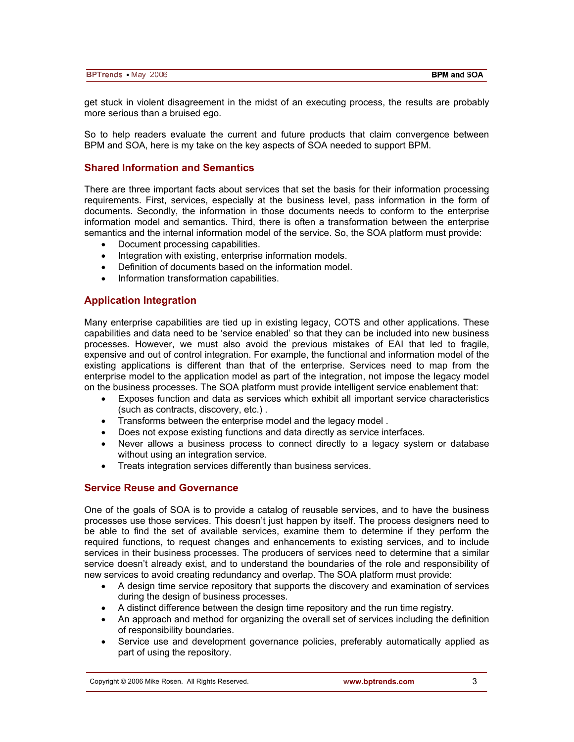get stuck in violent disagreement in the midst of an executing process, the results are probably more serious than a bruised ego.

So to help readers evaluate the current and future products that claim convergence between BPM and SOA, here is my take on the key aspects of SOA needed to support BPM.

## Shared Information and Semantics

There are three important facts about services that set the basis for their information processing requirements. First, services, especially at the business level, pass information in the form of documents. Secondly, the information in those documents needs to conform to the enterprise information model and semantics. Third, there is often a transformation between the enterprise semantics and the internal information model of the service. So, the SOA platform must provide:

- Document processing capabilities.
- Integration with existing, enterprise information models.
- Definition of documents based on the information model.
- Information transformation capabilities.

## Application Integration

Many enterprise capabilities are tied up in existing legacy, COTS and other applications. These capabilities and data need to be 'service enabled' so that they can be included into new business processes. However, we must also avoid the previous mistakes of EAI that led to fragile, expensive and out of control integration. For example, the functional and information model of the existing applications is different than that of the enterprise. Services need to map from the enterprise model to the application model as part of the integration, not impose the legacy model on the business processes. The SOA platform must provide intelligent service enablement that:

- Exposes function and data as services which exhibit all important service characteristics (such as contracts, discovery, etc.) .
- Transforms between the enterprise model and the legacy model .
- Does not expose existing functions and data directly as service interfaces.
- Never allows a business process to connect directly to a legacy system or database without using an integration service.
- Treats integration services differently than business services.

## Service Reuse and Governance

One of the goals of SOA is to provide a catalog of reusable services, and to have the business processes use those services. This doesn't just happen by itself. The process designers need to be able to find the set of available services, examine them to determine if they perform the required functions, to request changes and enhancements to existing services, and to include services in their business processes. The producers of services need to determine that a similar service doesn't already exist, and to understand the boundaries of the role and responsibility of new services to avoid creating redundancy and overlap. The SOA platform must provide:

- A design time service repository that supports the discovery and examination of services during the design of business processes.
- A distinct difference between the design time repository and the run time registry.
- An approach and method for organizing the overall set of services including the definition of responsibility boundaries.
- Service use and development governance policies, preferably automatically applied as part of using the repository.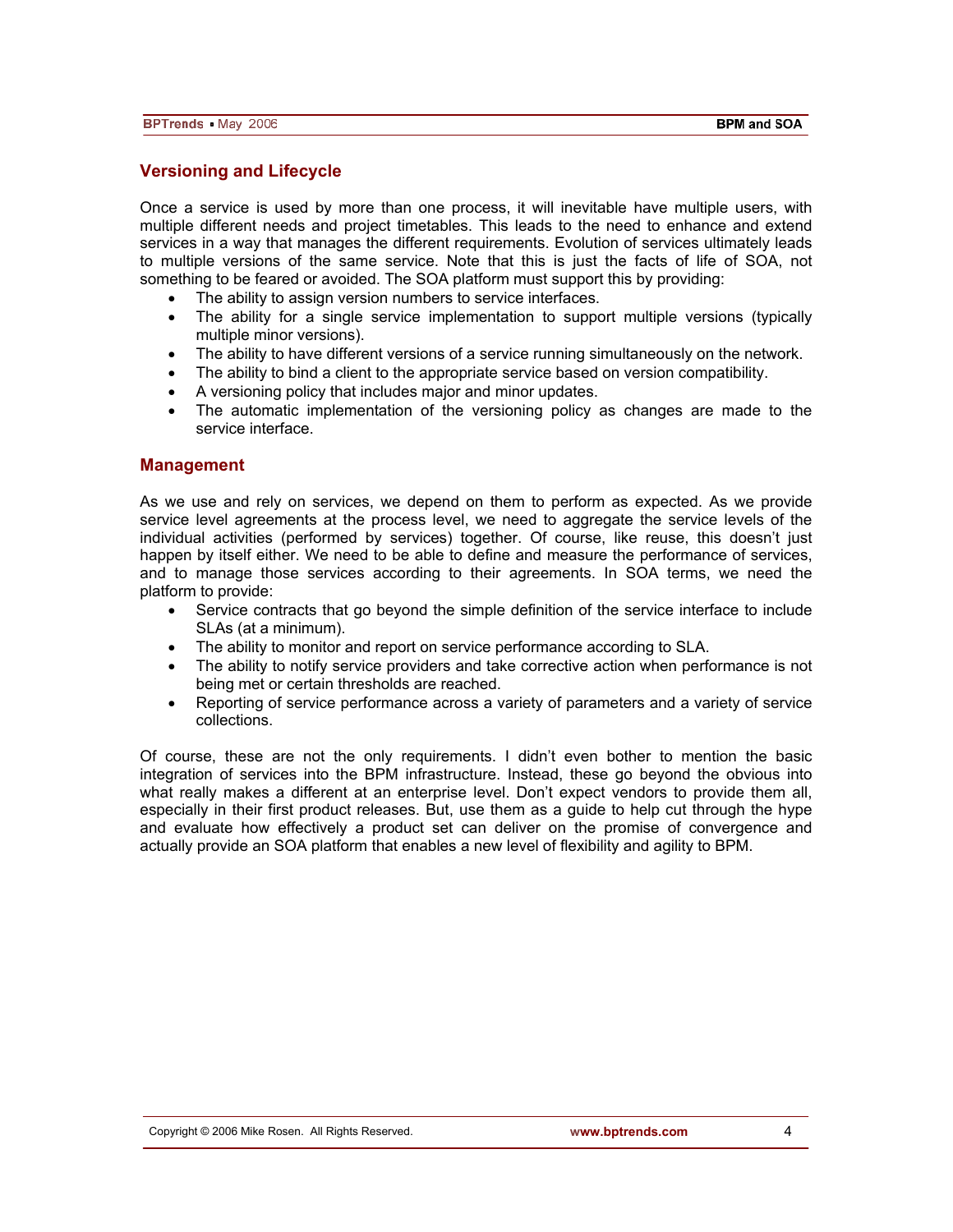## Versioning and Lifecycle

Once a service is used by more than one process, it will inevitable have multiple users, with multiple different needs and project timetables. This leads to the need to enhance and extend services in a way that manages the different requirements. Evolution of services ultimately leads to multiple versions of the same service. Note that this is just the facts of life of SOA, not something to be feared or avoided. The SOA platform must support this by providing:

- The ability to assign version numbers to service interfaces.
- The ability for a single service implementation to support multiple versions (typically multiple minor versions).
- The ability to have different versions of a service running simultaneously on the network.
- The ability to bind a client to the appropriate service based on version compatibility.
- A versioning policy that includes major and minor updates.
- The automatic implementation of the versioning policy as changes are made to the service interface.

## Management

As we use and rely on services, we depend on them to perform as expected. As we provide service level agreements at the process level, we need to aggregate the service levels of the individual activities (performed by services) together. Of course, like reuse, this doesn't just happen by itself either. We need to be able to define and measure the performance of services, and to manage those services according to their agreements. In SOA terms, we need the platform to provide:

- Service contracts that go beyond the simple definition of the service interface to include SLAs (at a minimum).
- The ability to monitor and report on service performance according to SLA.
- The ability to notify service providers and take corrective action when performance is not being met or certain thresholds are reached.
- Reporting of service performance across a variety of parameters and a variety of service collections.

Of course, these are not the only requirements. I didn't even bother to mention the basic integration of services into the BPM infrastructure. Instead, these go beyond the obvious into what really makes a different at an enterprise level. Don't expect vendors to provide them all, especially in their first product releases. But, use them as a guide to help cut through the hype and evaluate how effectively a product set can deliver on the promise of convergence and actually provide an SOA platform that enables a new level of flexibility and agility to BPM.